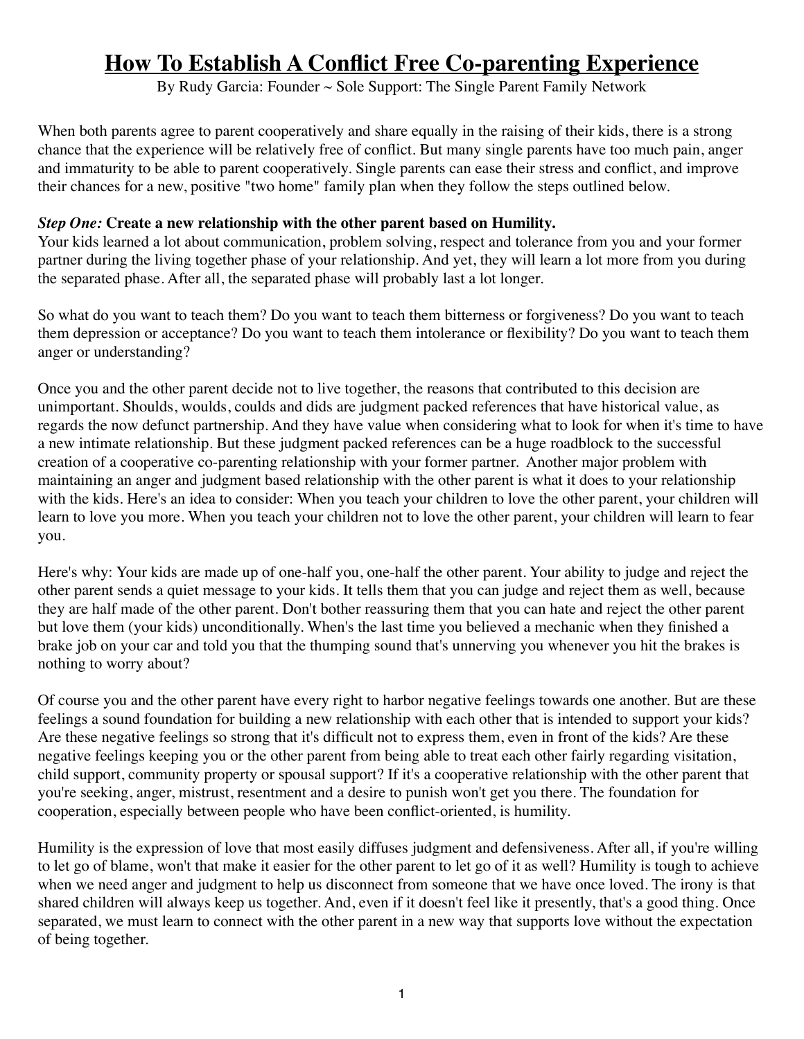# How To Establish A Conflict Free Co-parenting Experience

By Rudy Garcia: Founder ~ Sole Support: The Single Parent Family Network

When both parents agree to parent cooperatively and share equally in the raising of their kids, there is a strong chance that the experience will be relatively free of conflict. But many single parents have too much pain, anger and immaturity to be able to parent cooperatively. Single parents can ease their stress and conflict, and improve their chances for a new, positive "two home" family plan when they follow the steps outlined below.

***Step One:* Create a new relationship with the other parent based on Humility.**

Your kids learned a lot about communication, problem solving, respect and tolerance from you and your former partner during the living together phase of your relationship. And yet, they will learn a lot more from you during the separated phase. After all, the separated phase will probably last a lot longer.

So what do you want to teach them? Do you want to teach them bitterness or forgiveness? Do you want to teach them depression or acceptance? Do you want to teach them intolerance or flexibility? Do you want to teach them anger or understanding?

Once you and the other parent decide not to live together, the reasons that contributed to this decision are unimportant. Shoulds, woulds, coulds and dids are judgment packed references that have historical value, as regards the now defunct partnership. And they have value when considering what to look for when it's time to have a new intimate relationship. But these judgment packed references can be a huge roadblock to the successful creation of a cooperative co-parenting relationship with your former partner. Another major problem with maintaining an anger and judgment based relationship with the other parent is what it does to your relationship with the kids. Here's an idea to consider: When you teach your children to love the other parent, your children will learn to love you more. When you teach your children not to love the other parent, your children will learn to fear you.

Here's why: Your kids are made up of one-half you, one-half the other parent. Your ability to judge and reject the other parent sends a quiet message to your kids. It tells them that you can judge and reject them as well, because they are half made of the other parent. Don't bother reassuring them that you can hate and reject the other parent but love them (your kids) unconditionally. When's the last time you believed a mechanic when they finished a brake job on your car and told you that the thumping sound that's unnerving you whenever you hit the brakes is nothing to worry about?

Of course you and the other parent have every right to harbor negative feelings towards one another. But are these feelings a sound foundation for building a new relationship with each other that is intended to support your kids? Are these negative feelings so strong that it's difficult not to express them, even in front of the kids? Are these negative feelings keeping you or the other parent from being able to treat each other fairly regarding visitation, child support, community property or spousal support? If it's a cooperative relationship with the other parent that you're seeking, anger, mistrust, resentment and a desire to punish won't get you there. The foundation for cooperation, especially between people who have been conflict-oriented, is humility.

Humility is the expression of love that most easily diffuses judgment and defensiveness. After all, if you're willing to let go of blame, won't that make it easier for the other parent to let go of it as well? Humility is tough to achieve when we need anger and judgment to help us disconnect from someone that we have once loved. The irony is that shared children will always keep us together. And, even if it doesn't feel like it presently, that's a good thing. Once separated, we must learn to connect with the other parent in a new way that supports love without the expectation of being together.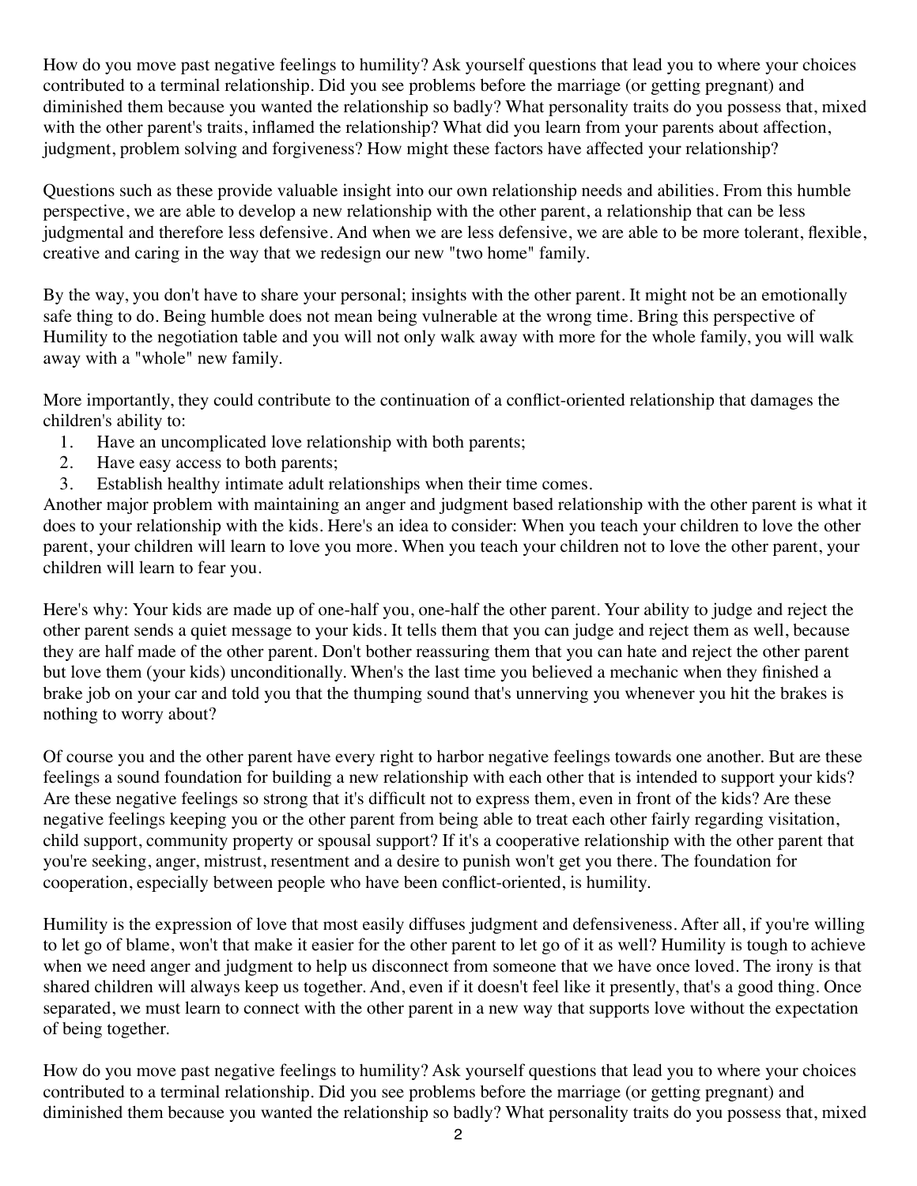How do you move past negative feelings to humility? Ask yourself questions that lead you to where your choices contributed to a terminal relationship. Did you see problems before the marriage (or getting pregnant) and diminished them because you wanted the relationship so badly? What personality traits do you possess that, mixed with the other parent's traits, inflamed the relationship? What did you learn from your parents about affection, judgment, problem solving and forgiveness? How might these factors have affected your relationship?

Questions such as these provide valuable insight into our own relationship needs and abilities. From this humble perspective, we are able to develop a new relationship with the other parent, a relationship that can be less judgmental and therefore less defensive. And when we are less defensive, we are able to be more tolerant, flexible, creative and caring in the way that we redesign our new "two home" family.

By the way, you don't have to share your personal; insights with the other parent. It might not be an emotionally safe thing to do. Being humble does not mean being vulnerable at the wrong time. Bring this perspective of Humility to the negotiation table and you will not only walk away with more for the whole family, you will walk away with a "whole" new family.

More importantly, they could contribute to the continuation of a conflict-oriented relationship that damages the children's ability to:

1. Have an uncomplicated love relationship with both parents;
2. Have easy access to both parents;
3. Establish healthy intimate adult relationships when their time comes.

Another major problem with maintaining an anger and judgment based relationship with the other parent is what it does to your relationship with the kids. Here's an idea to consider: When you teach your children to love the other parent, your children will learn to love you more. When you teach your children not to love the other parent, your children will learn to fear you.

Here's why: Your kids are made up of one-half you, one-half the other parent. Your ability to judge and reject the other parent sends a quiet message to your kids. It tells them that you can judge and reject them as well, because they are half made of the other parent. Don't bother reassuring them that you can hate and reject the other parent but love them (your kids) unconditionally. When's the last time you believed a mechanic when they finished a brake job on your car and told you that the thumping sound that's unnerving you whenever you hit the brakes is nothing to worry about?

Of course you and the other parent have every right to harbor negative feelings towards one another. But are these feelings a sound foundation for building a new relationship with each other that is intended to support your kids? Are these negative feelings so strong that it's difficult not to express them, even in front of the kids? Are these negative feelings keeping you or the other parent from being able to treat each other fairly regarding visitation, child support, community property or spousal support? If it's a cooperative relationship with the other parent that you're seeking, anger, mistrust, resentment and a desire to punish won't get you there. The foundation for cooperation, especially between people who have been conflict-oriented, is humility.

Humility is the expression of love that most easily diffuses judgment and defensiveness. After all, if you're willing to let go of blame, won't that make it easier for the other parent to let go of it as well? Humility is tough to achieve when we need anger and judgment to help us disconnect from someone that we have once loved. The irony is that shared children will always keep us together. And, even if it doesn't feel like it presently, that's a good thing. Once separated, we must learn to connect with the other parent in a new way that supports love without the expectation of being together.

How do you move past negative feelings to humility? Ask yourself questions that lead you to where your choices contributed to a terminal relationship. Did you see problems before the marriage (or getting pregnant) and diminished them because you wanted the relationship so badly? What personality traits do you possess that, mixed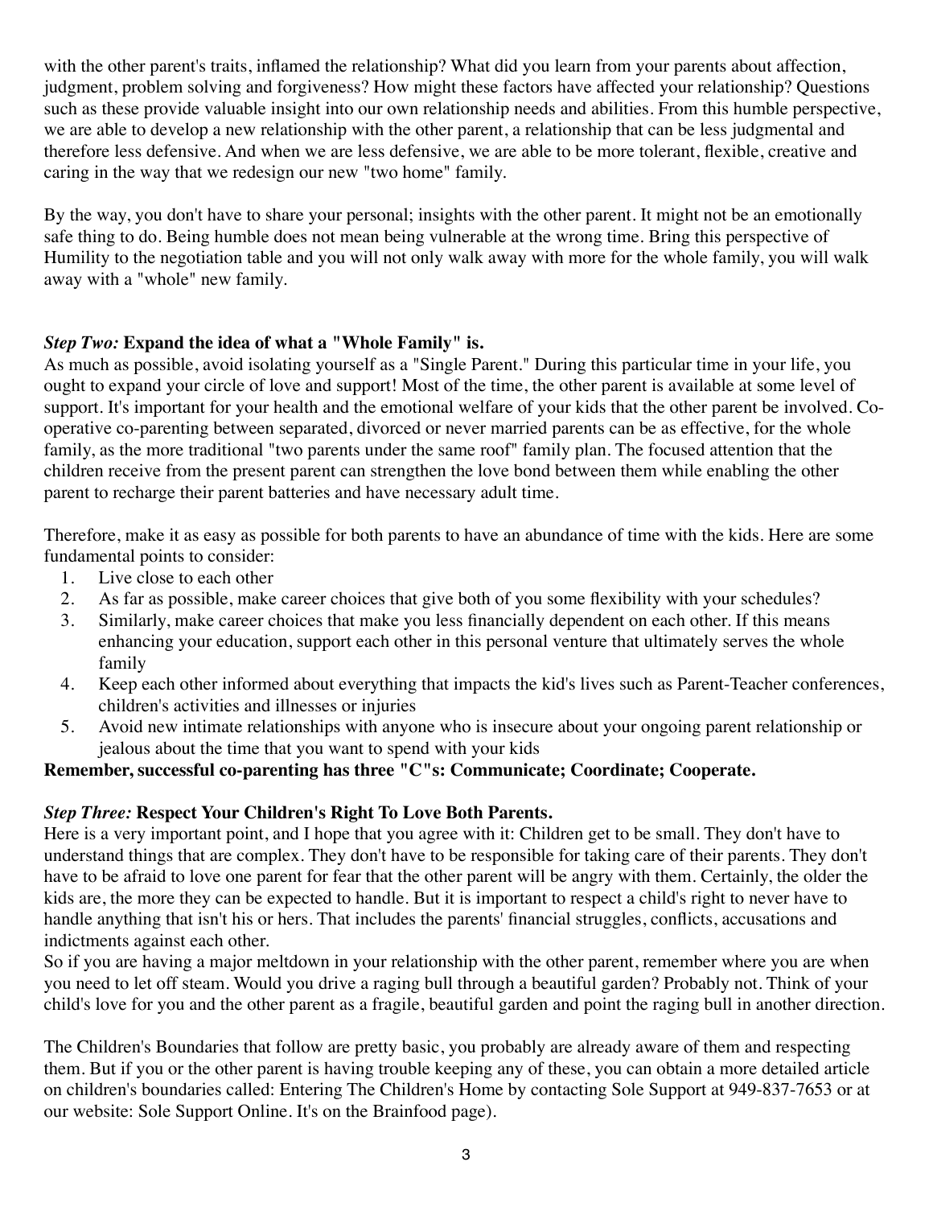with the other parent's traits, inflamed the relationship? What did you learn from your parents about affection, judgment, problem solving and forgiveness? How might these factors have affected your relationship? Questions such as these provide valuable insight into our own relationship needs and abilities. From this humble perspective, we are able to develop a new relationship with the other parent, a relationship that can be less judgmental and therefore less defensive. And when we are less defensive, we are able to be more tolerant, flexible, creative and caring in the way that we redesign our new "two home" family.

By the way, you don't have to share your personal; insights with the other parent. It might not be an emotionally safe thing to do. Being humble does not mean being vulnerable at the wrong time. Bring this perspective of Humility to the negotiation table and you will not only walk away with more for the whole family, you will walk away with a "whole" new family.

### *Step Two:* **Expand the idea of what a "Whole Family" is.**

As much as possible, avoid isolating yourself as a "Single Parent." During this particular time in your life, you ought to expand your circle of love and support! Most of the time, the other parent is available at some level of support. It's important for your health and the emotional welfare of your kids that the other parent be involved. Co-operative co-parenting between separated, divorced or never married parents can be as effective, for the whole family, as the more traditional "two parents under the same roof" family plan. The focused attention that the children receive from the present parent can strengthen the love bond between them while enabling the other parent to recharge their parent batteries and have necessary adult time.

Therefore, make it as easy as possible for both parents to have an abundance of time with the kids. Here are some fundamental points to consider:

1. Live close to each other
2. As far as possible, make career choices that give both of you some flexibility with your schedules?
3. Similarly, make career choices that make you less financially dependent on each other. If this means enhancing your education, support each other in this personal venture that ultimately serves the whole family
4. Keep each other informed about everything that impacts the kid's lives such as Parent-Teacher conferences, children's activities and illnesses or injuries
5. Avoid new intimate relationships with anyone who is insecure about your ongoing parent relationship or jealous about the time that you want to spend with your kids

**Remember, successful co-parenting has three "C"s: Communicate; Coordinate; Cooperate.**

### *Step Three:* **Respect Your Children's Right To Love Both Parents.**

Here is a very important point, and I hope that you agree with it: Children get to be small. They don't have to understand things that are complex. They don't have to be responsible for taking care of their parents. They don't have to be afraid to love one parent for fear that the other parent will be angry with them. Certainly, the older the kids are, the more they can be expected to handle. But it is important to respect a child's right to never have to handle anything that isn't his or hers. That includes the parents' financial struggles, conflicts, accusations and indictments against each other.

So if you are having a major meltdown in your relationship with the other parent, remember where you are when you need to let off steam. Would you drive a raging bull through a beautiful garden? Probably not. Think of your child's love for you and the other parent as a fragile, beautiful garden and point the raging bull in another direction.

The Children's Boundaries that follow are pretty basic, you probably are already aware of them and respecting them. But if you or the other parent is having trouble keeping any of these, you can obtain a more detailed article on children's boundaries called: Entering The Children's Home by contacting Sole Support at 949-837-7653 or at our website: Sole Support Online. It's on the Brainfood page).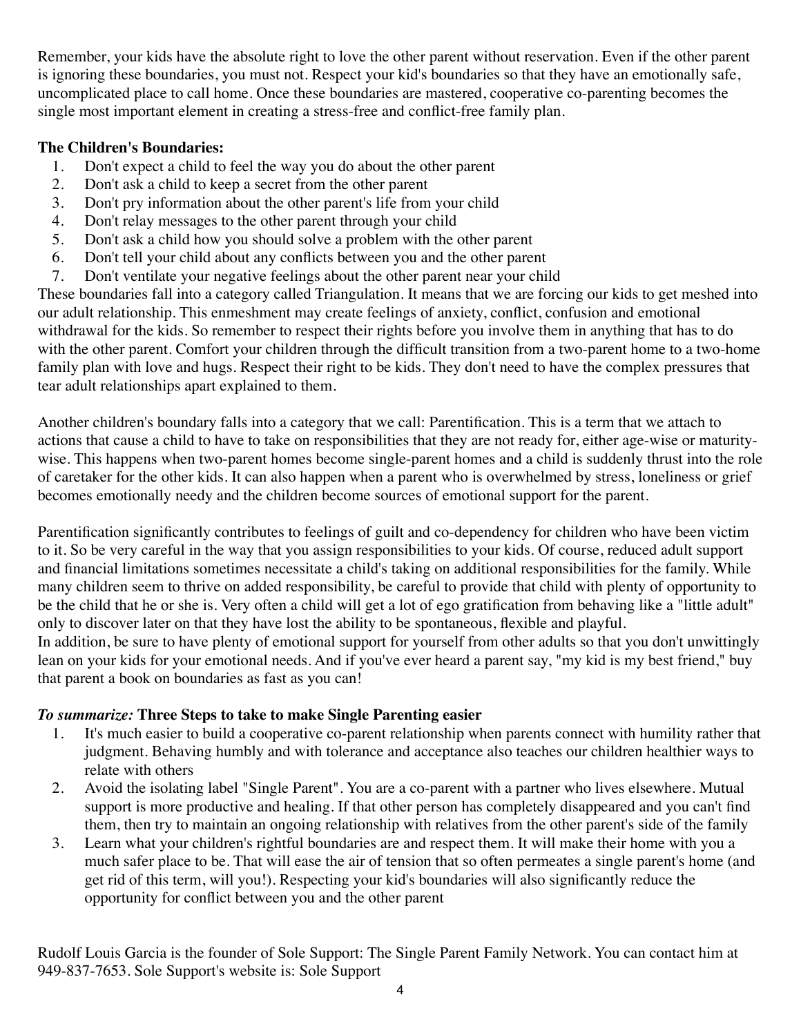Remember, your kids have the absolute right to love the other parent without reservation. Even if the other parent is ignoring these boundaries, you must not. Respect your kid's boundaries so that they have an emotionally safe, uncomplicated place to call home. Once these boundaries are mastered, cooperative co-parenting becomes the single most important element in creating a stress-free and conflict-free family plan.

**The Children's Boundaries:**

1. Don't expect a child to feel the way you do about the other parent
2. Don't ask a child to keep a secret from the other parent
3. Don't pry information about the other parent's life from your child
4. Don't relay messages to the other parent through your child
5. Don't ask a child how you should solve a problem with the other parent
6. Don't tell your child about any conflicts between you and the other parent
7. Don't ventilate your negative feelings about the other parent near your child

These boundaries fall into a category called Triangulation. It means that we are forcing our kids to get meshed into our adult relationship. This enmeshment may create feelings of anxiety, conflict, confusion and emotional withdrawal for the kids. So remember to respect their rights before you involve them in anything that has to do with the other parent. Comfort your children through the difficult transition from a two-parent home to a two-home family plan with love and hugs. Respect their right to be kids. They don't need to have the complex pressures that tear adult relationships apart explained to them.

Another children's boundary falls into a category that we call: Parentification. This is a term that we attach to actions that cause a child to have to take on responsibilities that they are not ready for, either age-wise or maturity-wise. This happens when two-parent homes become single-parent homes and a child is suddenly thrust into the role of caretaker for the other kids. It can also happen when a parent who is overwhelmed by stress, loneliness or grief becomes emotionally needy and the children become sources of emotional support for the parent.

Parentification significantly contributes to feelings of guilt and co-dependency for children who have been victim to it. So be very careful in the way that you assign responsibilities to your kids. Of course, reduced adult support and financial limitations sometimes necessitate a child's taking on additional responsibilities for the family. While many children seem to thrive on added responsibility, be careful to provide that child with plenty of opportunity to be the child that he or she is. Very often a child will get a lot of ego gratification from behaving like a "little adult" only to discover later on that they have lost the ability to be spontaneous, flexible and playful.
In addition, be sure to have plenty of emotional support for yourself from other adults so that you don't unwittingly lean on your kids for your emotional needs. And if you've ever heard a parent say, "my kid is my best friend," buy that parent a book on boundaries as fast as you can!

***To summarize:* Three Steps to take to make Single Parenting easier**

1. It's much easier to build a cooperative co-parent relationship when parents connect with humility rather that judgment. Behaving humbly and with tolerance and acceptance also teaches our children healthier ways to relate with others
2. Avoid the isolating label "Single Parent". You are a co-parent with a partner who lives elsewhere. Mutual support is more productive and healing. If that other person has completely disappeared and you can't find them, then try to maintain an ongoing relationship with relatives from the other parent's side of the family
3. Learn what your children's rightful boundaries are and respect them. It will make their home with you a much safer place to be. That will ease the air of tension that so often permeates a single parent's home (and get rid of this term, will you!). Respecting your kid's boundaries will also significantly reduce the opportunity for conflict between you and the other parent

Rudolf Louis Garcia is the founder of Sole Support: The Single Parent Family Network. You can contact him at 949-837-7653. Sole Support's website is: Sole Support